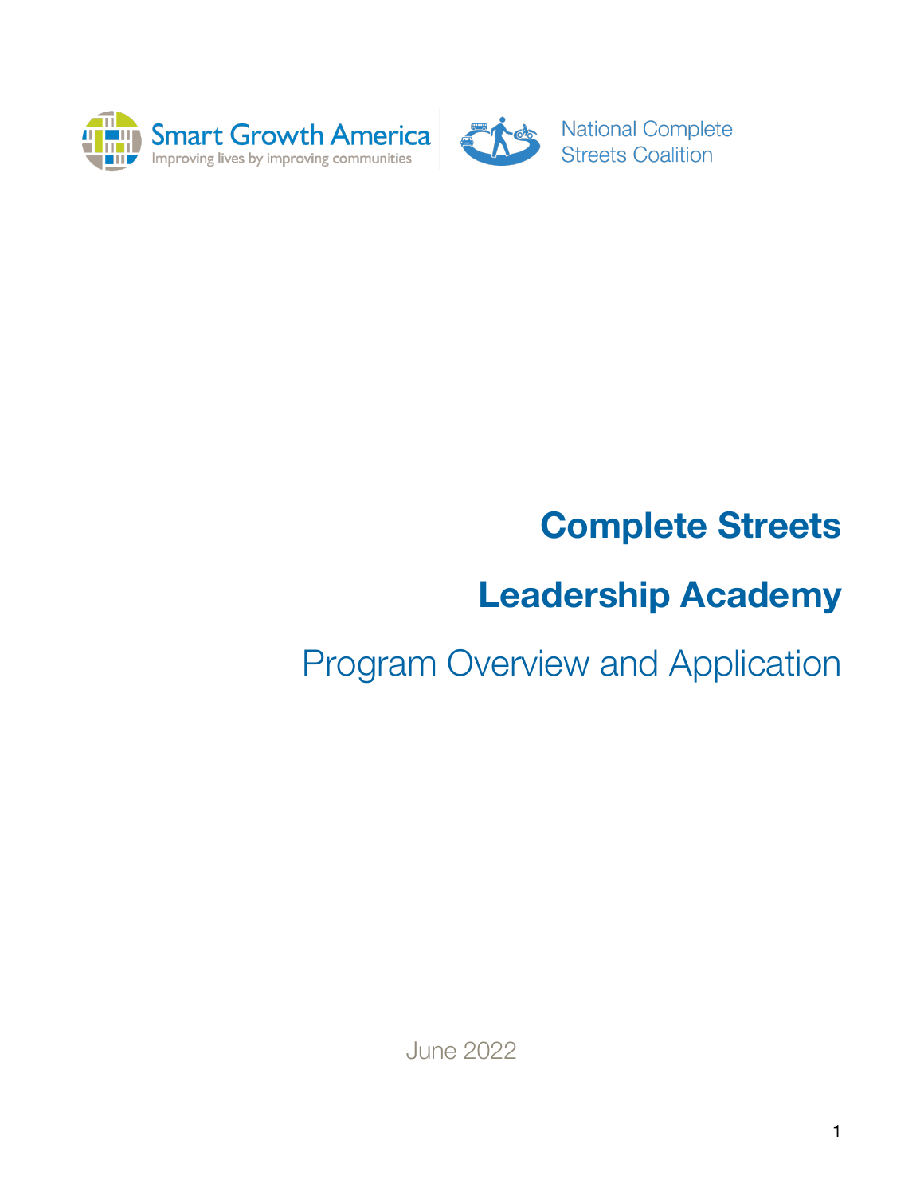Smart Growth America
Improving lives by improving communities

National Complete Streets Coalition

# Complete Streets

# Leadership Academy

## Program Overview and Application

June 2022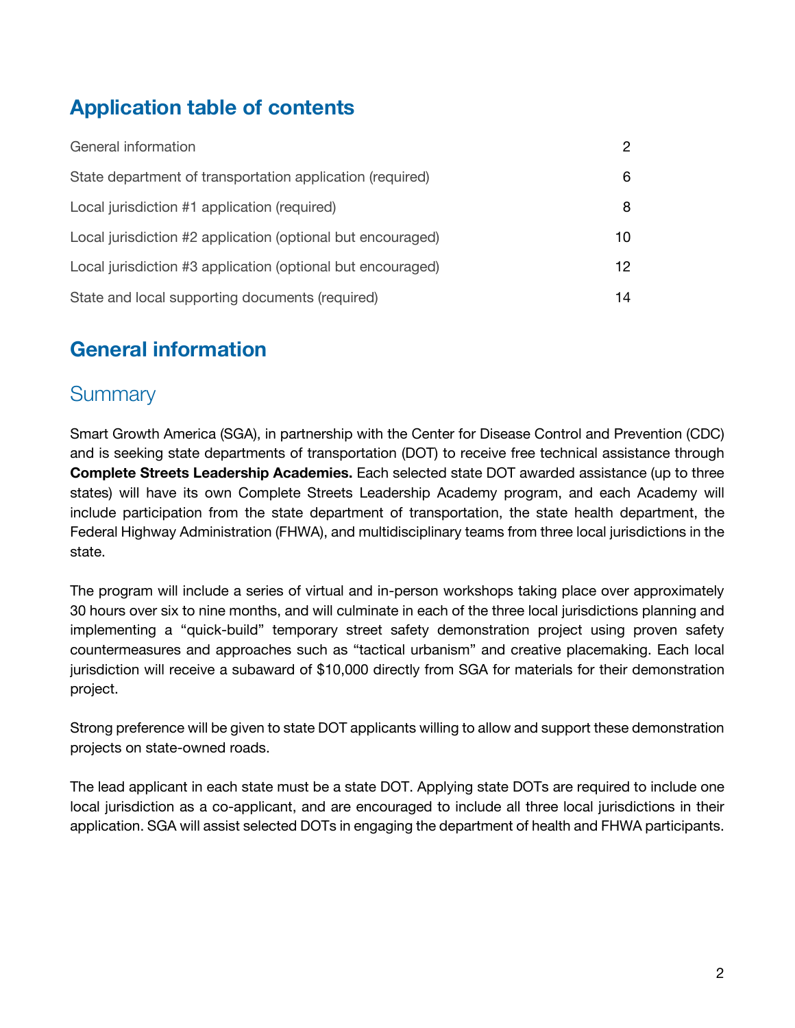## Application table of contents

| | |
|---|---|
| General information | 2 |
| State department of transportation application (required) | 6 |
| Local jurisdiction #1 application (required) | 8 |
| Local jurisdiction #2 application (optional but encouraged) | 10 |
| Local jurisdiction #3 application (optional but encouraged) | 12 |
| State and local supporting documents (required) | 14 |

## General information

### Summary

Smart Growth America (SGA), in partnership with the Center for Disease Control and Prevention (CDC) and is seeking state departments of transportation (DOT) to receive free technical assistance through **Complete Streets Leadership Academies.** Each selected state DOT awarded assistance (up to three states) will have its own Complete Streets Leadership Academy program, and each Academy will include participation from the state department of transportation, the state health department, the Federal Highway Administration (FHWA), and multidisciplinary teams from three local jurisdictions in the state.

The program will include a series of virtual and in-person workshops taking place over approximately 30 hours over six to nine months, and will culminate in each of the three local jurisdictions planning and implementing a "quick-build" temporary street safety demonstration project using proven safety countermeasures and approaches such as "tactical urbanism" and creative placemaking. Each local jurisdiction will receive a subaward of $10,000 directly from SGA for materials for their demonstration project.

Strong preference will be given to state DOT applicants willing to allow and support these demonstration projects on state-owned roads.

The lead applicant in each state must be a state DOT. Applying state DOTs are required to include one local jurisdiction as a co-applicant, and are encouraged to include all three local jurisdictions in their application. SGA will assist selected DOTs in engaging the department of health and FHWA participants.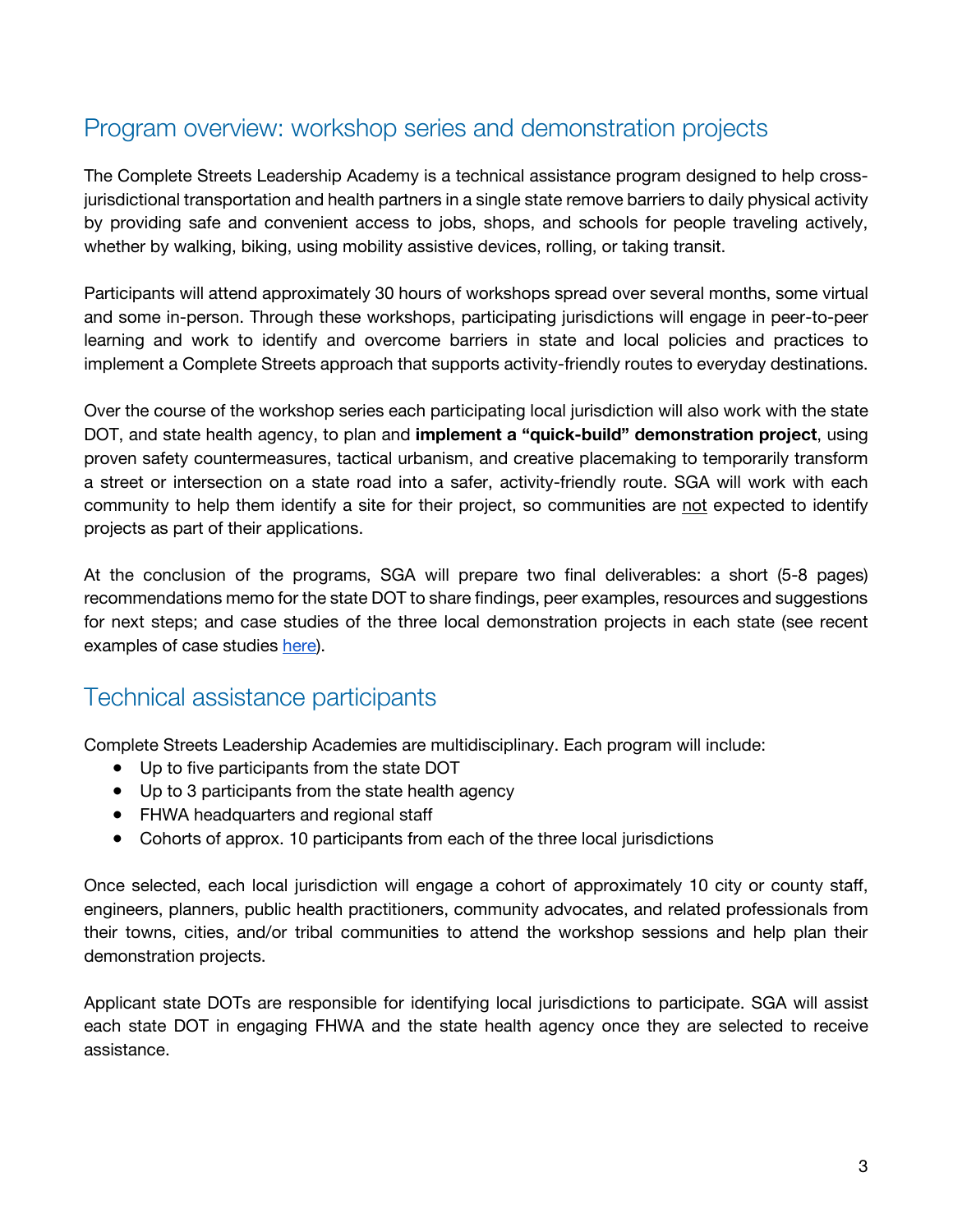## Program overview: workshop series and demonstration projects

The Complete Streets Leadership Academy is a technical assistance program designed to help cross-jurisdictional transportation and health partners in a single state remove barriers to daily physical activity by providing safe and convenient access to jobs, shops, and schools for people traveling actively, whether by walking, biking, using mobility assistive devices, rolling, or taking transit.

Participants will attend approximately 30 hours of workshops spread over several months, some virtual and some in-person. Through these workshops, participating jurisdictions will engage in peer-to-peer learning and work to identify and overcome barriers in state and local policies and practices to implement a Complete Streets approach that supports activity-friendly routes to everyday destinations.

Over the course of the workshop series each participating local jurisdiction will also work with the state DOT, and state health agency, to plan and **implement a "quick-build" demonstration project**, using proven safety countermeasures, tactical urbanism, and creative placemaking to temporarily transform a street or intersection on a state road into a safer, activity-friendly route. SGA will work with each community to help them identify a site for their project, so communities are not expected to identify projects as part of their applications.

At the conclusion of the programs, SGA will prepare two final deliverables: a short (5-8 pages) recommendations memo for the state DOT to share findings, peer examples, resources and suggestions for next steps; and case studies of the three local demonstration projects in each state (see recent examples of case studies here).

## Technical assistance participants

Complete Streets Leadership Academies are multidisciplinary. Each program will include:

- Up to five participants from the state DOT
- Up to 3 participants from the state health agency
- FHWA headquarters and regional staff
- Cohorts of approx. 10 participants from each of the three local jurisdictions

Once selected, each local jurisdiction will engage a cohort of approximately 10 city or county staff, engineers, planners, public health practitioners, community advocates, and related professionals from their towns, cities, and/or tribal communities to attend the workshop sessions and help plan their demonstration projects.

Applicant state DOTs are responsible for identifying local jurisdictions to participate. SGA will assist each state DOT in engaging FHWA and the state health agency once they are selected to receive assistance.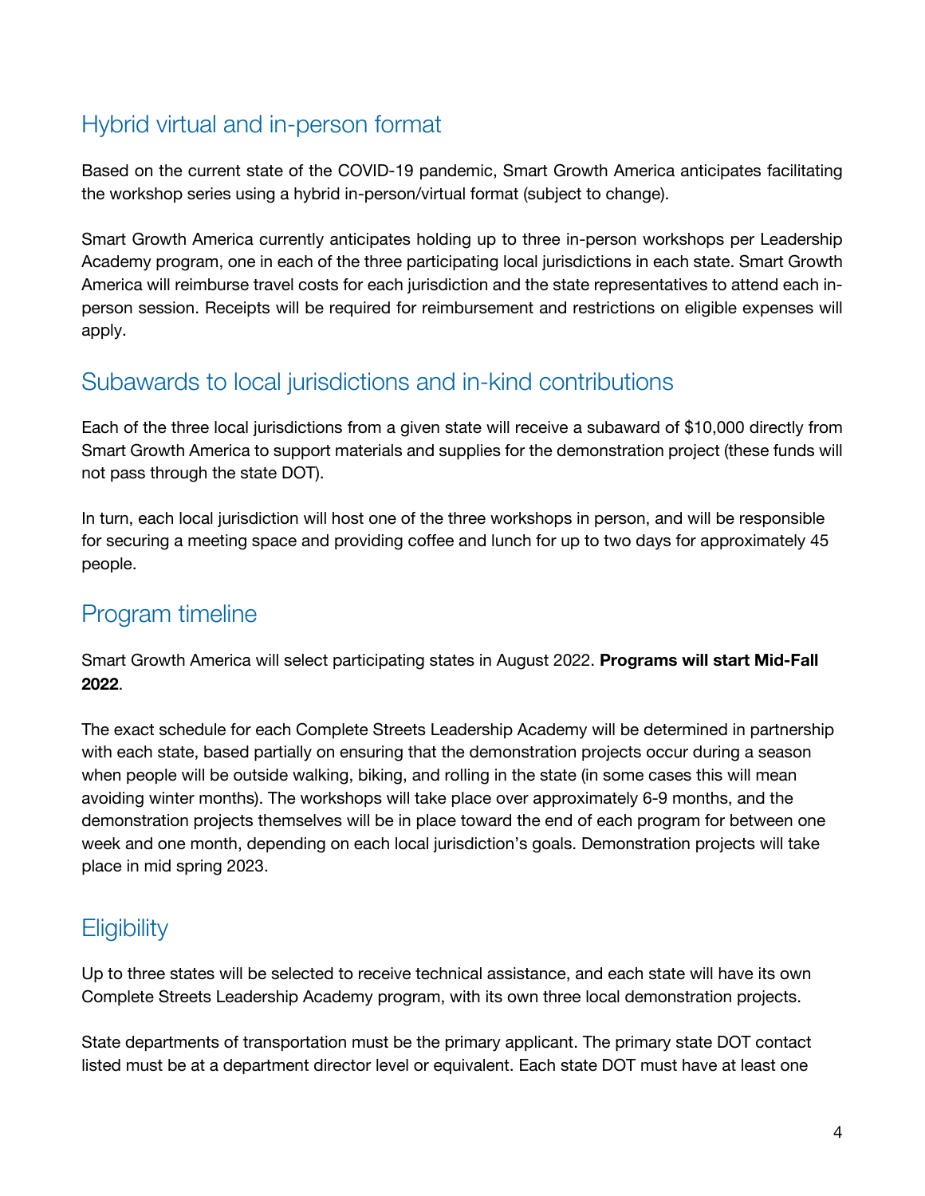## Hybrid virtual and in-person format

Based on the current state of the COVID-19 pandemic, Smart Growth America anticipates facilitating the workshop series using a hybrid in-person/virtual format (subject to change).

Smart Growth America currently anticipates holding up to three in-person workshops per Leadership Academy program, one in each of the three participating local jurisdictions in each state. Smart Growth America will reimburse travel costs for each jurisdiction and the state representatives to attend each in-person session. Receipts will be required for reimbursement and restrictions on eligible expenses will apply.

## Subawards to local jurisdictions and in-kind contributions

Each of the three local jurisdictions from a given state will receive a subaward of $10,000 directly from Smart Growth America to support materials and supplies for the demonstration project (these funds will not pass through the state DOT).

In turn, each local jurisdiction will host one of the three workshops in person, and will be responsible for securing a meeting space and providing coffee and lunch for up to two days for approximately 45 people.

## Program timeline

Smart Growth America will select participating states in August 2022. **Programs will start Mid-Fall 2022**.

The exact schedule for each Complete Streets Leadership Academy will be determined in partnership with each state, based partially on ensuring that the demonstration projects occur during a season when people will be outside walking, biking, and rolling in the state (in some cases this will mean avoiding winter months). The workshops will take place over approximately 6-9 months, and the demonstration projects themselves will be in place toward the end of each program for between one week and one month, depending on each local jurisdiction's goals. Demonstration projects will take place in mid spring 2023.

## Eligibility

Up to three states will be selected to receive technical assistance, and each state will have its own Complete Streets Leadership Academy program, with its own three local demonstration projects.

State departments of transportation must be the primary applicant. The primary state DOT contact listed must be at a department director level or equivalent. Each state DOT must have at least one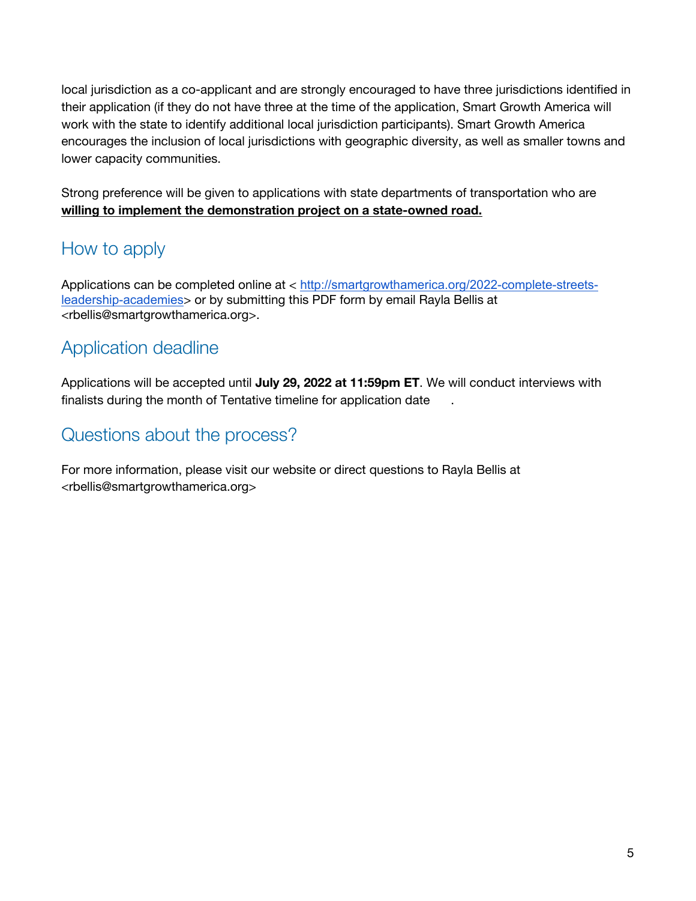local jurisdiction as a co-applicant and are strongly encouraged to have three jurisdictions identified in their application (if they do not have three at the time of the application, Smart Growth America will work with the state to identify additional local jurisdiction participants). Smart Growth America encourages the inclusion of local jurisdictions with geographic diversity, as well as smaller towns and lower capacity communities.

Strong preference will be given to applications with state departments of transportation who are **willing to implement the demonstration project on a state-owned road.**

## How to apply

Applications can be completed online at < [http://smartgrowthamerica.org/2022-complete-streets-leadership-academies](http://smartgrowthamerica.org/2022-complete-streets-leadership-academies)> or by submitting this PDF form by email Rayla Bellis at <rbellis@smartgrowthamerica.org>.

## Application deadline

Applications will be accepted until **July 29, 2022 at 11:59pm ET**. We will conduct interviews with finalists during the month of Tentative timeline for application date .

## Questions about the process?

For more information, please visit our website or direct questions to Rayla Bellis at <rbellis@smartgrowthamerica.org>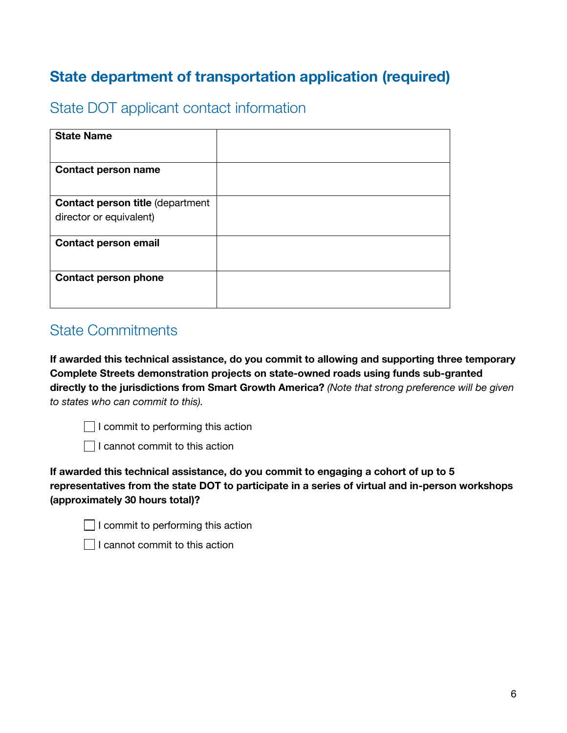## State department of transportation application (required)

### State DOT applicant contact information

| | |
|---|---|
| **State Name** | |
| **Contact person name** | |
| **Contact person title** (department director or equivalent) | |
| **Contact person email** | |
| **Contact person phone** | |

### State Commitments

**If awarded this technical assistance, do you commit to allowing and supporting three temporary Complete Streets demonstration projects on state-owned roads using funds sub-granted directly to the jurisdictions from Smart Growth America?** *(Note that strong preference will be given to states who can commit to this).*

- ☐ I commit to performing this action
- ☐ I cannot commit to this action

**If awarded this technical assistance, do you commit to engaging a cohort of up to 5 representatives from the state DOT to participate in a series of virtual and in-person workshops (approximately 30 hours total)?**

- ☐ I commit to performing this action
- ☐ I cannot commit to this action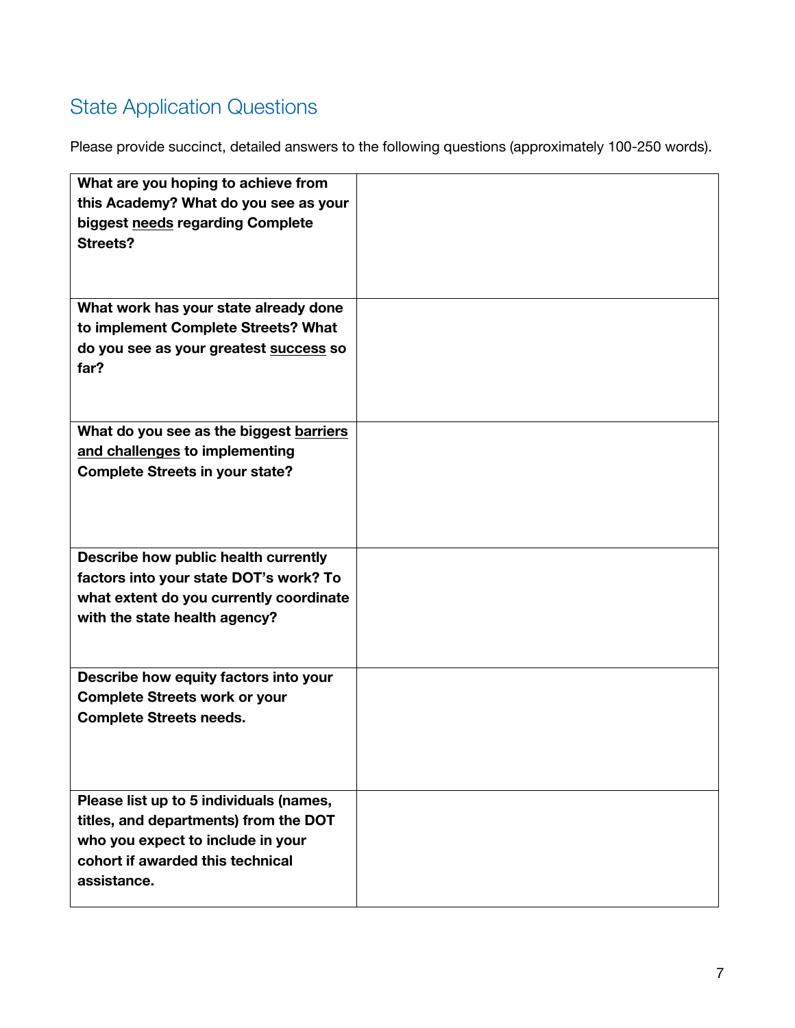## State Application Questions

Please provide succinct, detailed answers to the following questions (approximately 100-250 words).

| | |
|---|---|
| **What are you hoping to achieve from this Academy? What do you see as your biggest <u>needs</u> regarding Complete Streets?** | |
| **What work has your state already done to implement Complete Streets? What do you see as your greatest <u>success</u> so far?** | |
| **What do you see as the biggest <u>barriers and challenges</u> to implementing Complete Streets in your state?** | |
| **Describe how public health currently factors into your state DOT's work? To what extent do you currently coordinate with the state health agency?** | |
| **Describe how equity factors into your Complete Streets work or your Complete Streets needs.** | |
| **Please list up to 5 individuals (names, titles, and departments) from the DOT who you expect to include in your cohort if awarded this technical assistance.** | |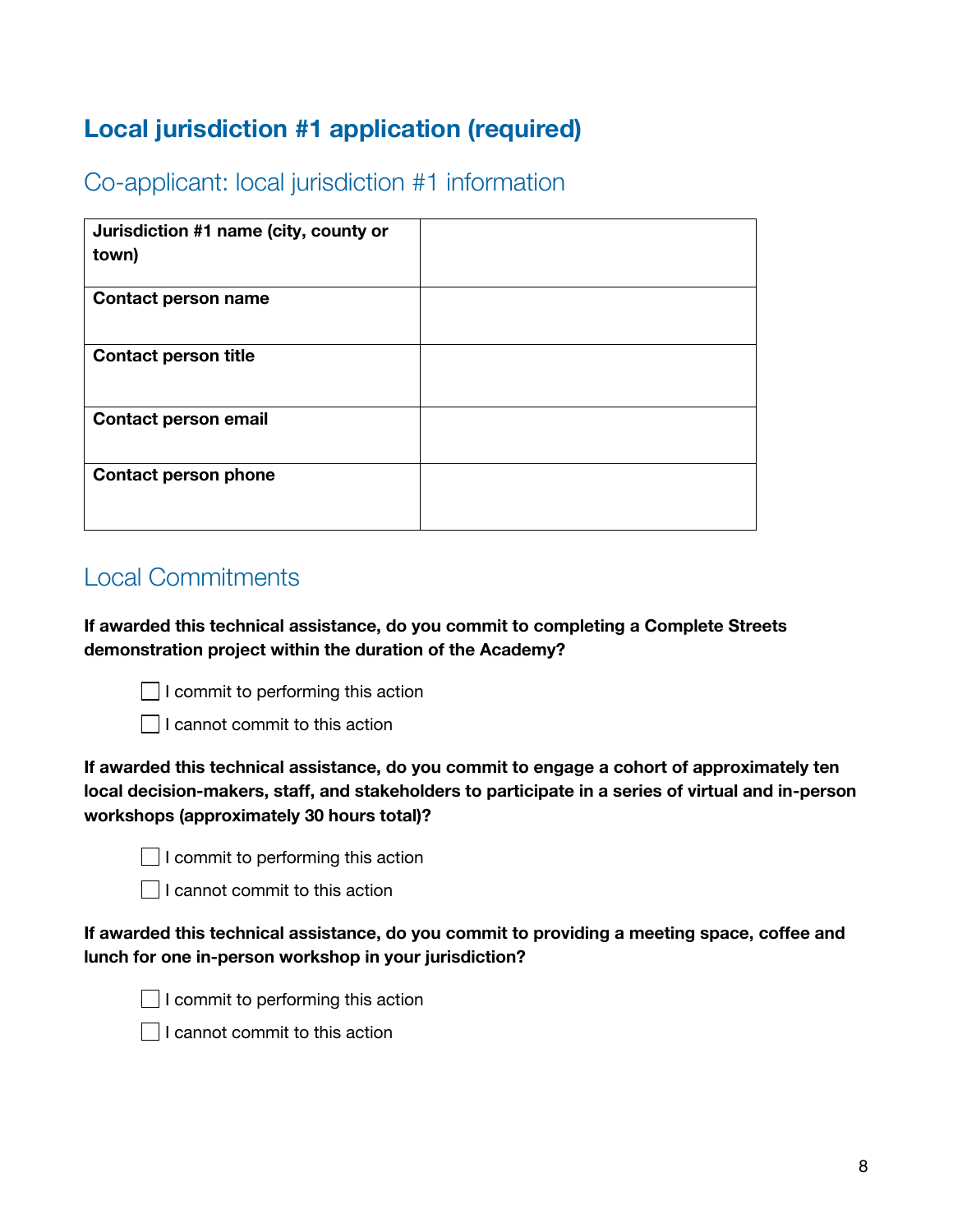## Local jurisdiction #1 application (required)

### Co-applicant: local jurisdiction #1 information

| | |
|---|---|
| **Jurisdiction #1 name (city, county or town)** | |
| **Contact person name** | |
| **Contact person title** | |
| **Contact person email** | |
| **Contact person phone** | |

### Local Commitments

**If awarded this technical assistance, do you commit to completing a Complete Streets demonstration project within the duration of the Academy?**

- ☐ I commit to performing this action
- ☐ I cannot commit to this action

**If awarded this technical assistance, do you commit to engage a cohort of approximately ten local decision-makers, staff, and stakeholders to participate in a series of virtual and in-person workshops (approximately 30 hours total)?**

- ☐ I commit to performing this action
- ☐ I cannot commit to this action

**If awarded this technical assistance, do you commit to providing a meeting space, coffee and lunch for one in-person workshop in your jurisdiction?**

- ☐ I commit to performing this action
- ☐ I cannot commit to this action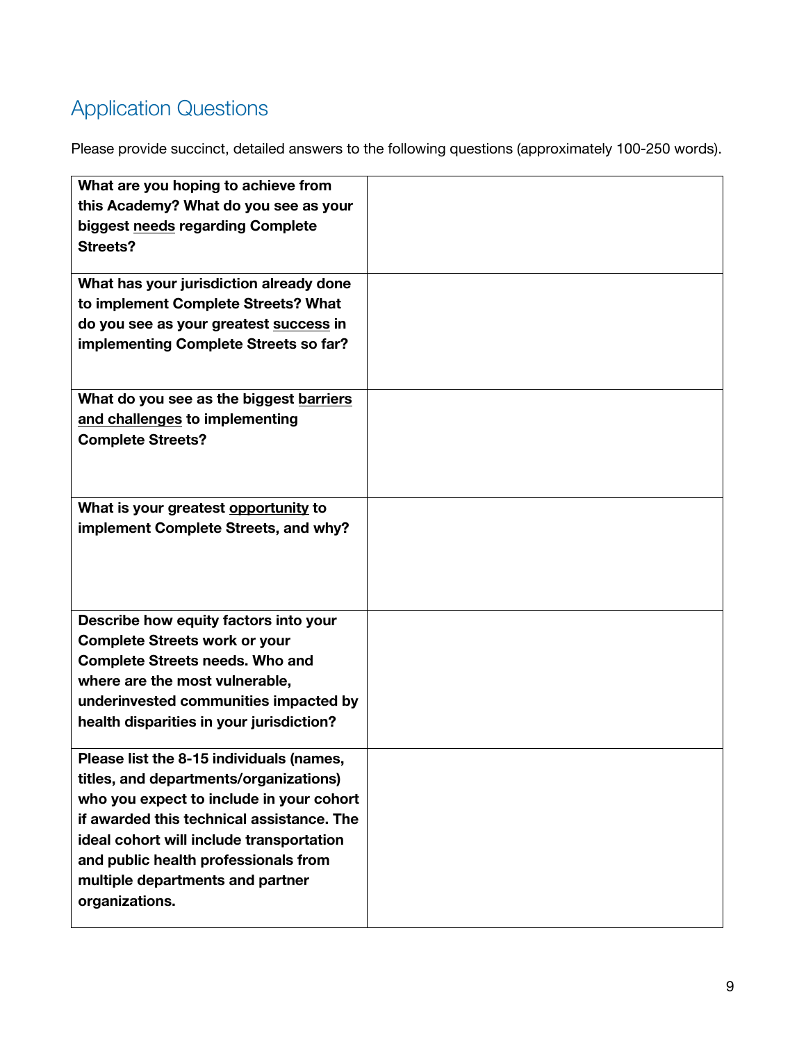## Application Questions

Please provide succinct, detailed answers to the following questions (approximately 100-250 words).

| | |
|---|---|
| **What are you hoping to achieve from this Academy? What do you see as your biggest <u>needs</u> regarding Complete Streets?** | |
| **What has your jurisdiction already done to implement Complete Streets? What do you see as your greatest <u>success</u> in implementing Complete Streets so far?** | |
| **What do you see as the biggest <u>barriers and challenges</u> to implementing Complete Streets?** | |
| **What is your greatest <u>opportunity</u> to implement Complete Streets, and why?** | |
| **Describe how equity factors into your Complete Streets work or your Complete Streets needs. Who and where are the most vulnerable, underinvested communities impacted by health disparities in your jurisdiction?** | |
| **Please list the 8-15 individuals (names, titles, and departments/organizations) who you expect to include in your cohort if awarded this technical assistance. The ideal cohort will include transportation and public health professionals from multiple departments and partner organizations.** | |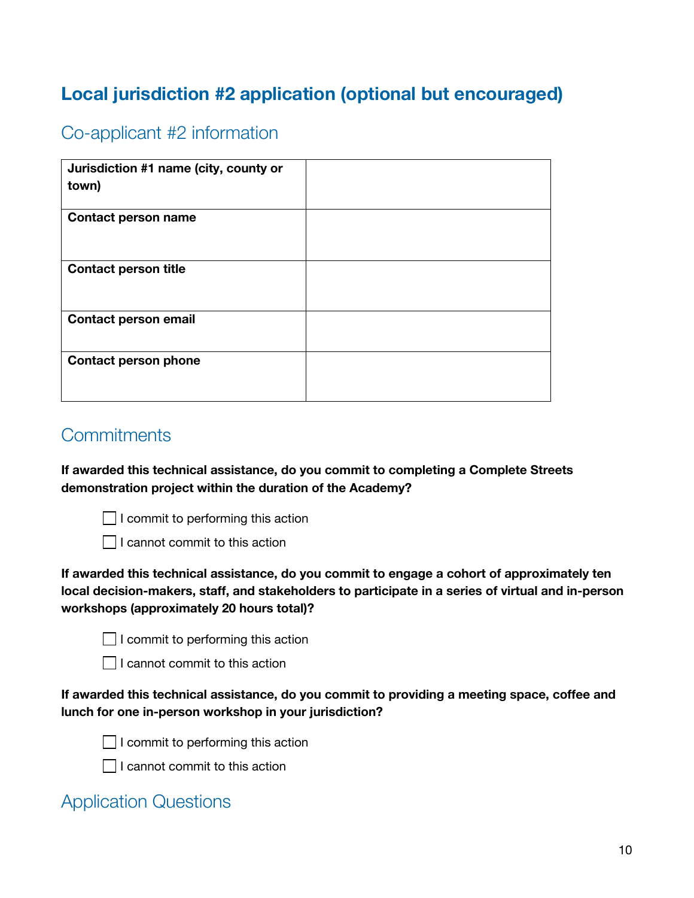# Local jurisdiction #2 application (optional but encouraged)

## Co-applicant #2 information

| Jurisdiction #1 name (city, county or town) | |
|---|---|
| **Contact person name** | |
| **Contact person title** | |
| **Contact person email** | |
| **Contact person phone** | |

## Commitments

**If awarded this technical assistance, do you commit to completing a Complete Streets demonstration project within the duration of the Academy?**

- ☐ I commit to performing this action
- ☐ I cannot commit to this action

**If awarded this technical assistance, do you commit to engage a cohort of approximately ten local decision-makers, staff, and stakeholders to participate in a series of virtual and in-person workshops (approximately 20 hours total)?**

- ☐ I commit to performing this action
- ☐ I cannot commit to this action

**If awarded this technical assistance, do you commit to providing a meeting space, coffee and lunch for one in-person workshop in your jurisdiction?**

- ☐ I commit to performing this action
- ☐ I cannot commit to this action

## Application Questions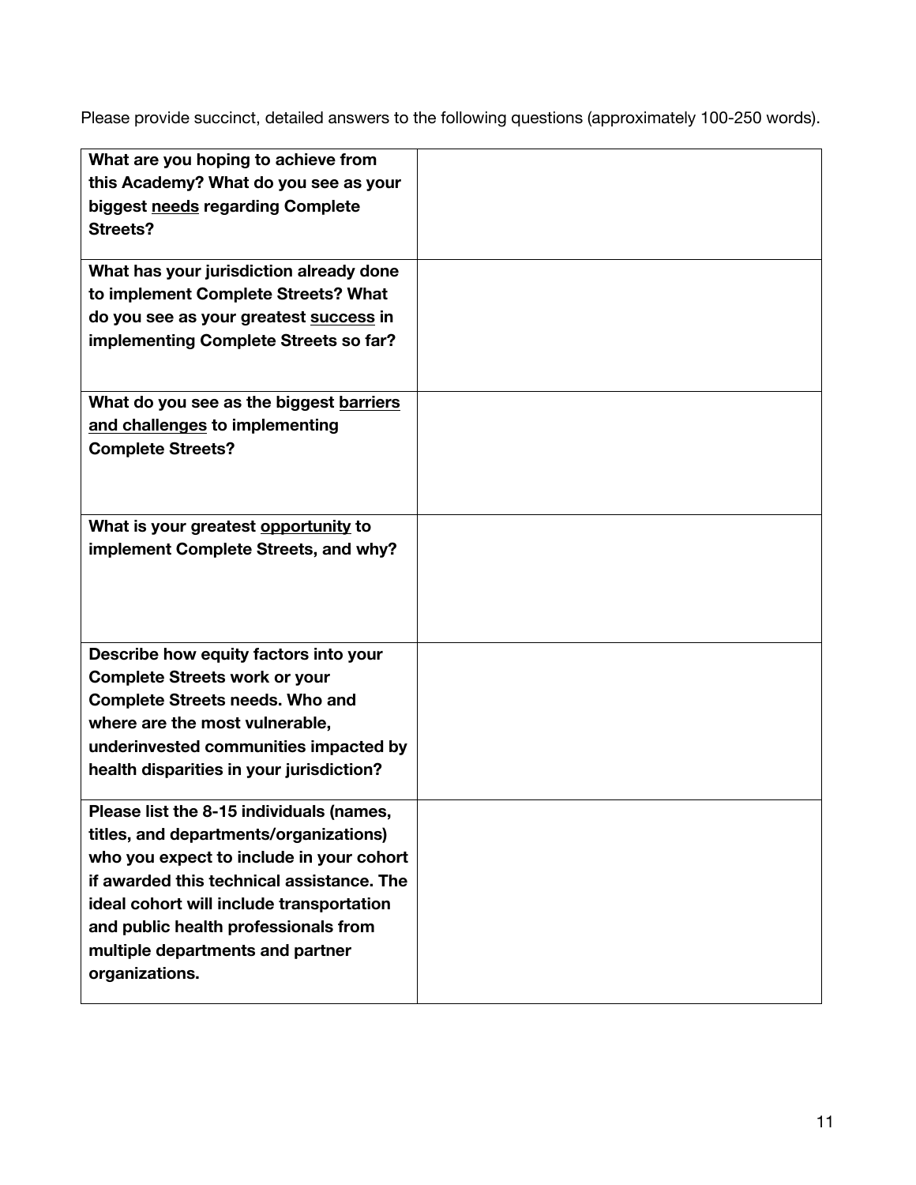Please provide succinct, detailed answers to the following questions (approximately 100-250 words).

| | |
|---|---|
| **What are you hoping to achieve from this Academy? What do you see as your biggest <u>needs</u> regarding Complete Streets?** | |
| **What has your jurisdiction already done to implement Complete Streets? What do you see as your greatest <u>success</u> in implementing Complete Streets so far?** | |
| **What do you see as the biggest <u>barriers and challenges</u> to implementing Complete Streets?** | |
| **What is your greatest <u>opportunity</u> to implement Complete Streets, and why?** | |
| **Describe how equity factors into your Complete Streets work or your Complete Streets needs. Who and where are the most vulnerable, underinvested communities impacted by health disparities in your jurisdiction?** | |
| **Please list the 8-15 individuals (names, titles, and departments/organizations) who you expect to include in your cohort if awarded this technical assistance. The ideal cohort will include transportation and public health professionals from multiple departments and partner organizations.** | |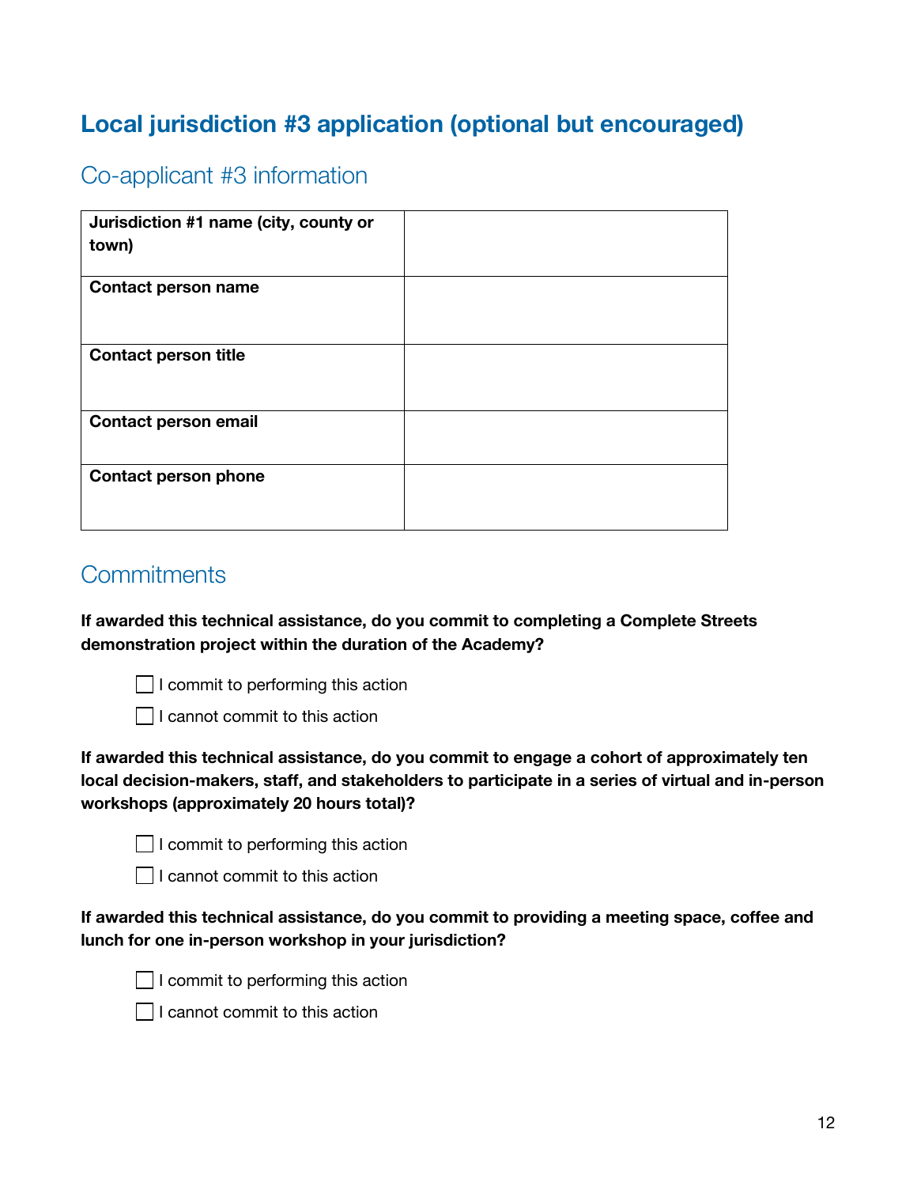## Local jurisdiction #3 application (optional but encouraged)

### Co-applicant #3 information

| | |
|---|---|
| **Jurisdiction #1 name (city, county or town)** | |
| **Contact person name** | |
| **Contact person title** | |
| **Contact person email** | |
| **Contact person phone** | |

### Commitments

**If awarded this technical assistance, do you commit to completing a Complete Streets demonstration project within the duration of the Academy?**

- ☐ I commit to performing this action
- ☐ I cannot commit to this action

**If awarded this technical assistance, do you commit to engage a cohort of approximately ten local decision-makers, staff, and stakeholders to participate in a series of virtual and in-person workshops (approximately 20 hours total)?**

- ☐ I commit to performing this action
- ☐ I cannot commit to this action

**If awarded this technical assistance, do you commit to providing a meeting space, coffee and lunch for one in-person workshop in your jurisdiction?**

- ☐ I commit to performing this action
- ☐ I cannot commit to this action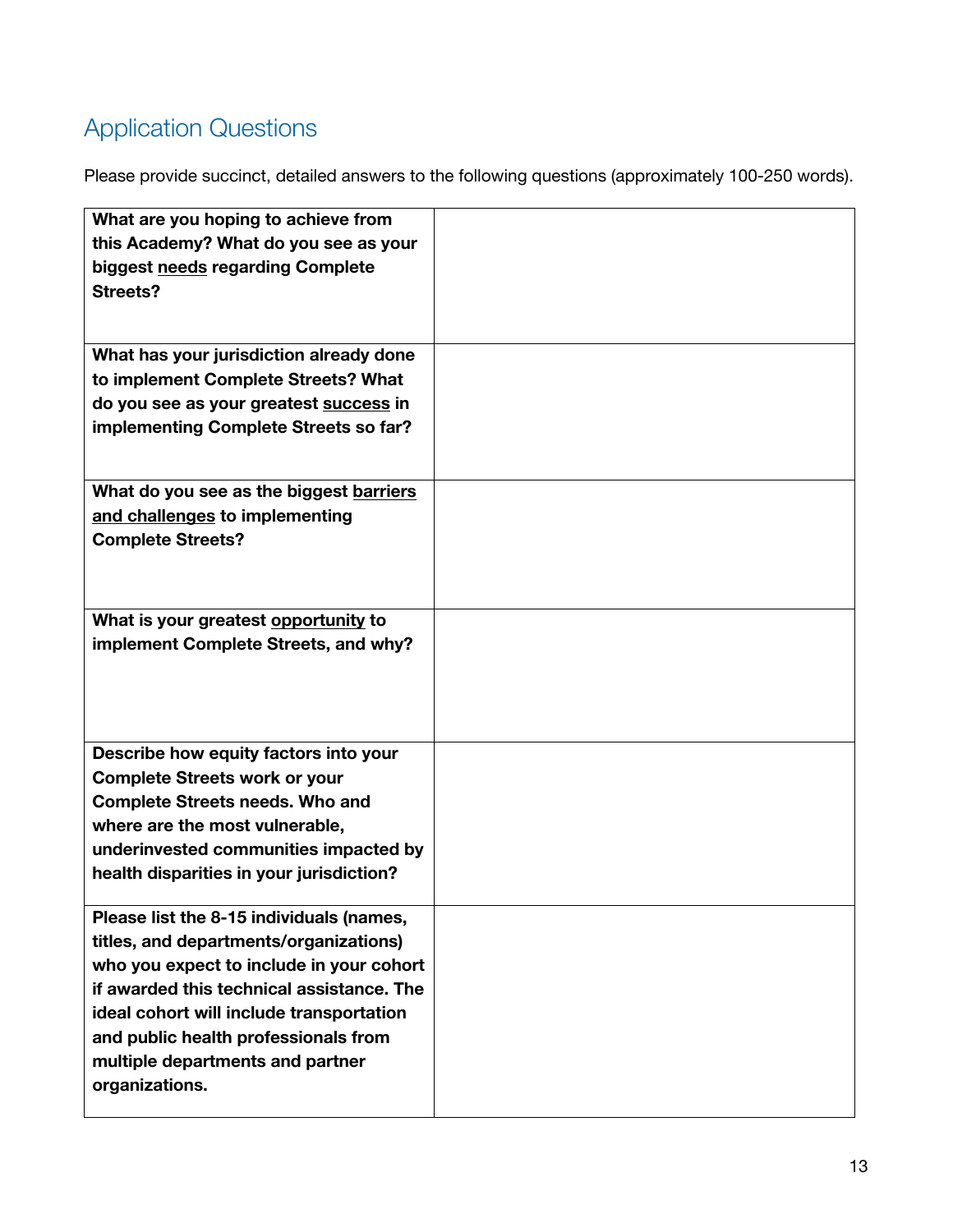## Application Questions

Please provide succinct, detailed answers to the following questions (approximately 100-250 words).

| | |
|---|---|
| **What are you hoping to achieve from this Academy? What do you see as your biggest needs regarding Complete Streets?** | |
| **What has your jurisdiction already done to implement Complete Streets? What do you see as your greatest success in implementing Complete Streets so far?** | |
| **What do you see as the biggest barriers and challenges to implementing Complete Streets?** | |
| **What is your greatest opportunity to implement Complete Streets, and why?** | |
| **Describe how equity factors into your Complete Streets work or your Complete Streets needs. Who and where are the most vulnerable, underinvested communities impacted by health disparities in your jurisdiction?** | |
| **Please list the 8-15 individuals (names, titles, and departments/organizations) who you expect to include in your cohort if awarded this technical assistance. The ideal cohort will include transportation and public health professionals from multiple departments and partner organizations.** | |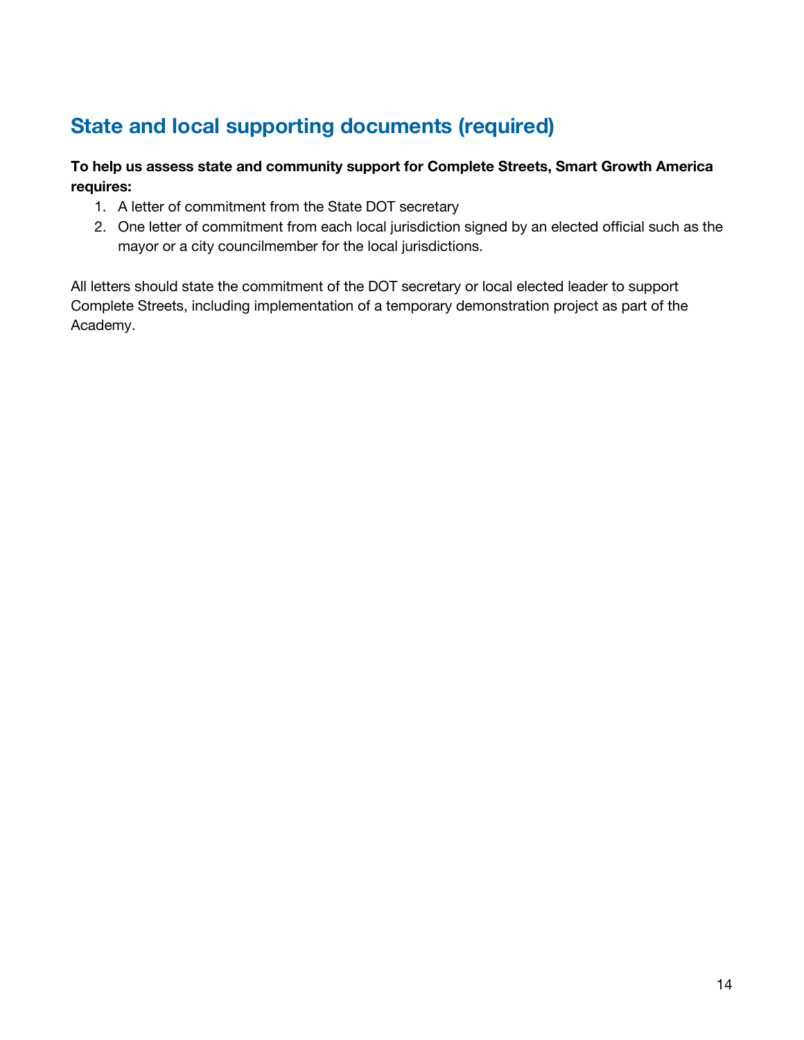## State and local supporting documents (required)

**To help us assess state and community support for Complete Streets, Smart Growth America requires:**

1. A letter of commitment from the State DOT secretary
2. One letter of commitment from each local jurisdiction signed by an elected official such as the mayor or a city councilmember for the local jurisdictions.

All letters should state the commitment of the DOT secretary or local elected leader to support Complete Streets, including implementation of a temporary demonstration project as part of the Academy.